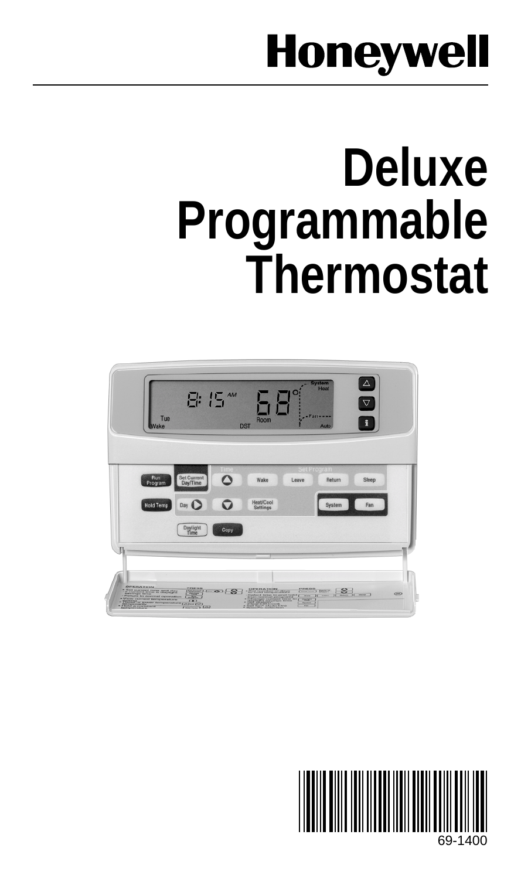# Honeywell

# Deluxe Programmable Thermostat

69-1400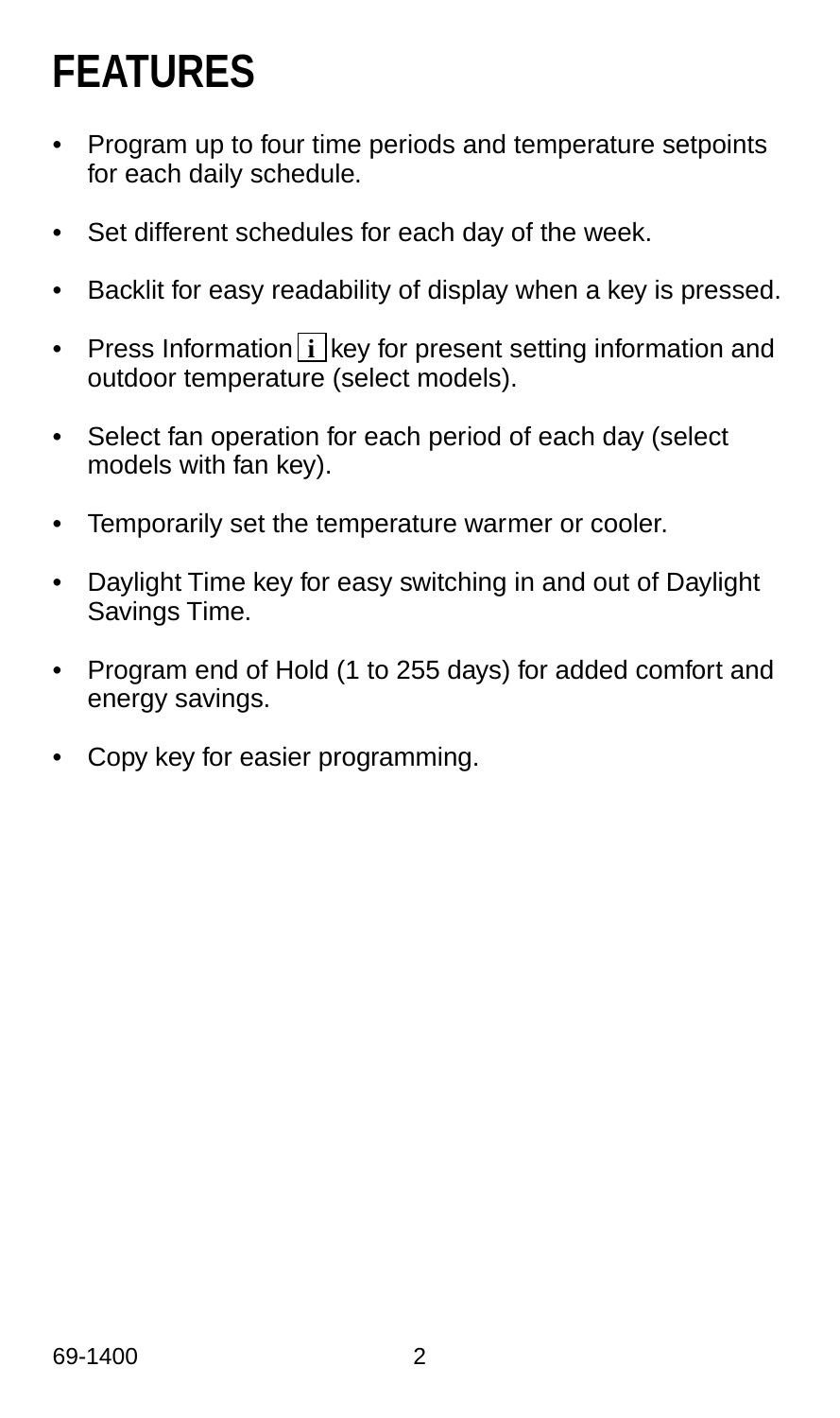# FEATURES

- Program up to four time periods and temperature setpoints for each daily schedule.
- Set different schedules for each day of the week.
- Backlit for easy readability of display when a key is pressed.
- Press Information **i** key for present setting information and outdoor temperature (select models).
- Select fan operation for each period of each day (select models with fan key).
- Temporarily set the temperature warmer or cooler.
- Daylight Time key for easy switching in and out of Daylight Savings Time.
- Program end of Hold (1 to 255 days) for added comfort and energy savings.
- Copy key for easier programming.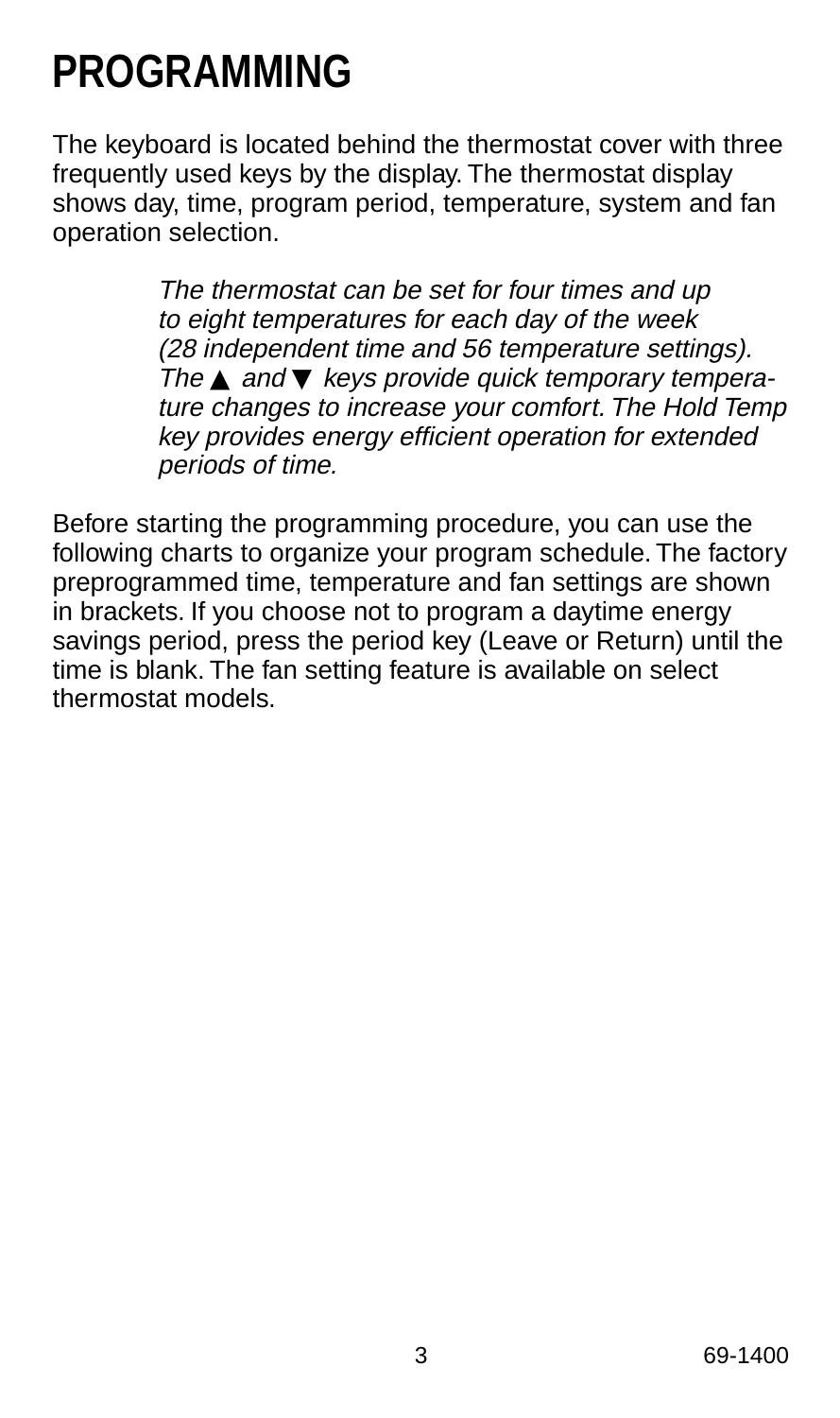# PROGRAMMING

The keyboard is located behind the thermostat cover with three frequently used keys by the display. The thermostat display shows day, time, program period, temperature, system and fan operation selection.

> *The thermostat can be set for four times and up to eight temperatures for each day of the week (28 independent time and 56 temperature settings). The ▲ and ▼ keys provide quick temporary temperature changes to increase your comfort. The Hold Temp key provides energy efficient operation for extended periods of time.*

Before starting the programming procedure, you can use the following charts to organize your program schedule. The factory preprogrammed time, temperature and fan settings are shown in brackets. If you choose not to program a daytime energy savings period, press the period key (Leave or Return) until the time is blank. The fan setting feature is available on select thermostat models.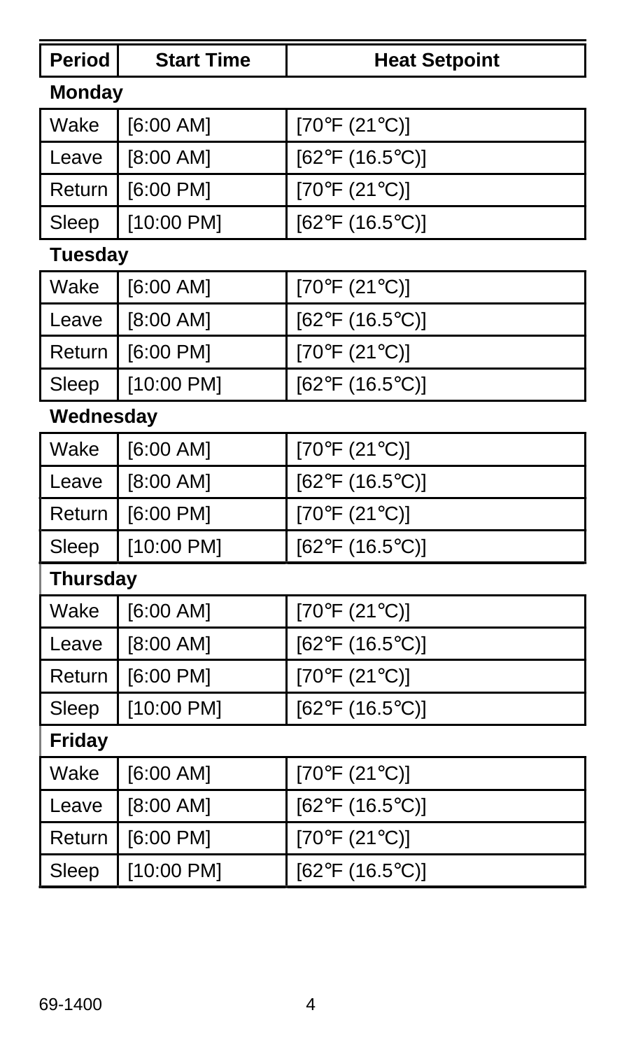| Period | Start Time | Heat Setpoint |
| --- | --- | --- |
| **Monday** | | |
| Wake | [6:00 AM] | [70°F (21°C)] |
| Leave | [8:00 AM] | [62°F (16.5°C)] |
| Return | [6:00 PM] | [70°F (21°C)] |
| Sleep | [10:00 PM] | [62°F (16.5°C)] |
| **Tuesday** | | |
| Wake | [6:00 AM] | [70°F (21°C)] |
| Leave | [8:00 AM] | [62°F (16.5°C)] |
| Return | [6:00 PM] | [70°F (21°C)] |
| Sleep | [10:00 PM] | [62°F (16.5°C)] |
| **Wednesday** | | |
| Wake | [6:00 AM] | [70°F (21°C)] |
| Leave | [8:00 AM] | [62°F (16.5°C)] |
| Return | [6:00 PM] | [70°F (21°C)] |
| Sleep | [10:00 PM] | [62°F (16.5°C)] |
| **Thursday** | | |
| Wake | [6:00 AM] | [70°F (21°C)] |
| Leave | [8:00 AM] | [62°F (16.5°C)] |
| Return | [6:00 PM] | [70°F (21°C)] |
| Sleep | [10:00 PM] | [62°F (16.5°C)] |
| **Friday** | | |
| Wake | [6:00 AM] | [70°F (21°C)] |
| Leave | [8:00 AM] | [62°F (16.5°C)] |
| Return | [6:00 PM] | [70°F (21°C)] |
| Sleep | [10:00 PM] | [62°F (16.5°C)] |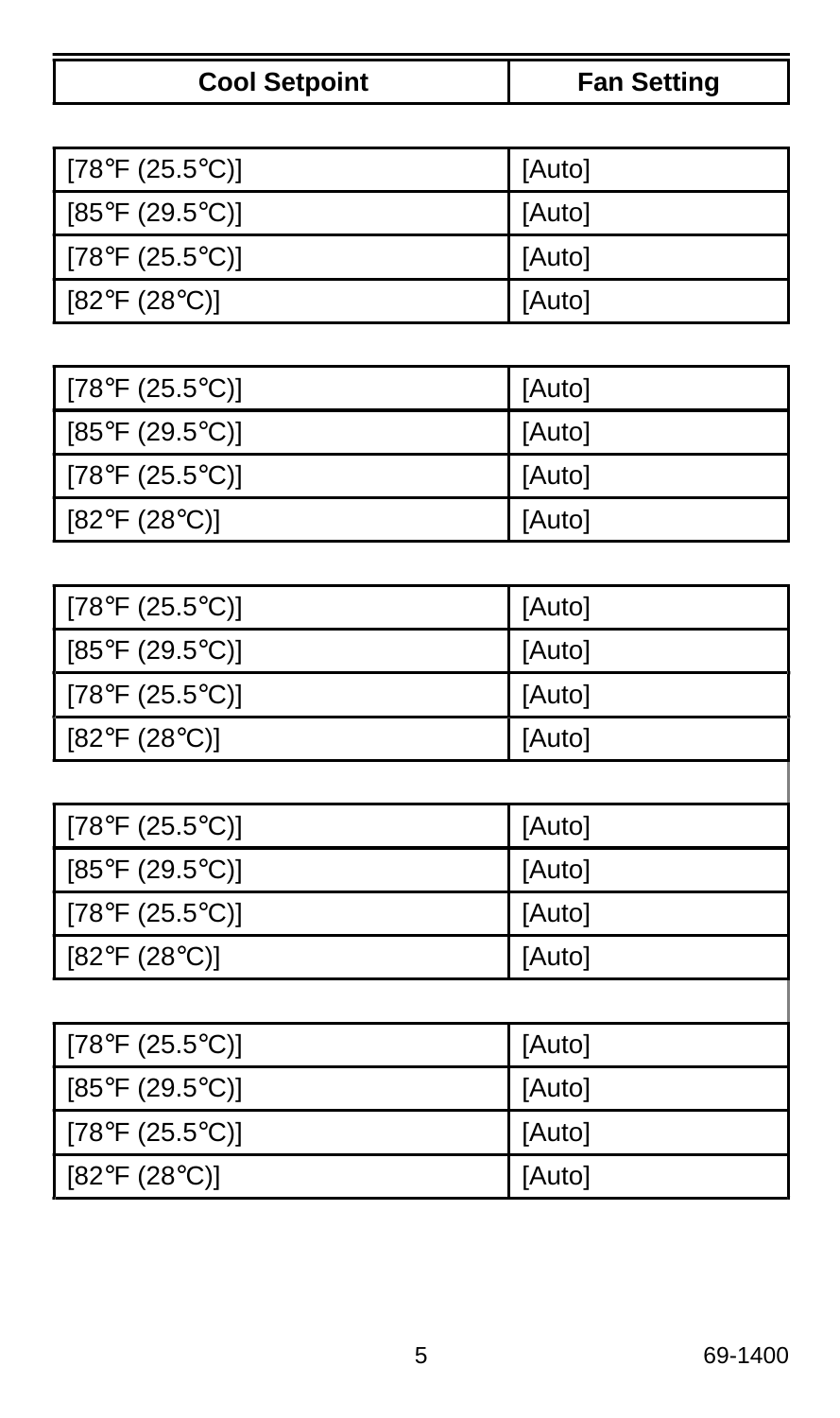| Cool Setpoint | Fan Setting |
|---|---|
| [78°F (25.5°C)] | [Auto] |
| [85°F (29.5°C)] | [Auto] |
| [78°F (25.5°C)] | [Auto] |
| [82°F (28°C)] | [Auto] |
| [78°F (25.5°C)] | [Auto] |
| [85°F (29.5°C)] | [Auto] |
| [78°F (25.5°C)] | [Auto] |
| [82°F (28°C)] | [Auto] |
| [78°F (25.5°C)] | [Auto] |
| [85°F (29.5°C)] | [Auto] |
| [78°F (25.5°C)] | [Auto] |
| [82°F (28°C)] | [Auto] |
| [78°F (25.5°C)] | [Auto] |
| [85°F (29.5°C)] | [Auto] |
| [78°F (25.5°C)] | [Auto] |
| [82°F (28°C)] | [Auto] |
| [78°F (25.5°C)] | [Auto] |
| [85°F (29.5°C)] | [Auto] |
| [78°F (25.5°C)] | [Auto] |
| [82°F (28°C)] | [Auto] |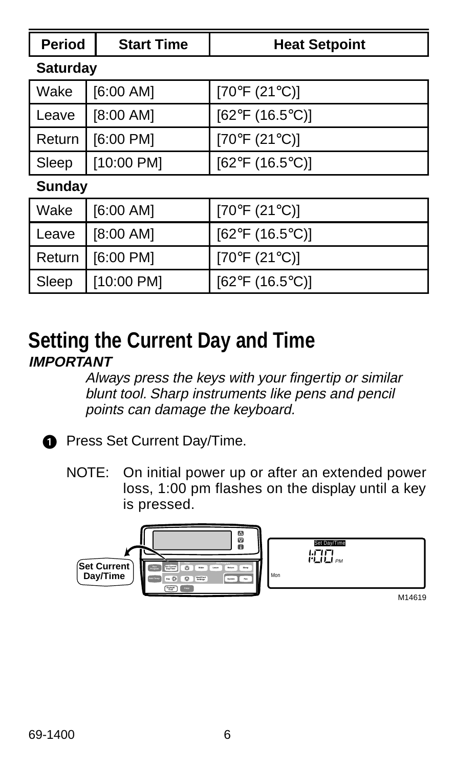| Period | Start Time | Heat Setpoint |
|---|---|---|
| **Saturday** | | |
| Wake | [6:00 AM] | [70°F (21°C)] |
| Leave | [8:00 AM] | [62°F (16.5°C)] |
| Return | [6:00 PM] | [70°F (21°C)] |
| Sleep | [10:00 PM] | [62°F (16.5°C)] |
| **Sunday** | | |
| Wake | [6:00 AM] | [70°F (21°C)] |
| Leave | [8:00 AM] | [62°F (16.5°C)] |
| Return | [6:00 PM] | [70°F (21°C)] |
| Sleep | [10:00 PM] | [62°F (16.5°C)] |

## Setting the Current Day and Time

***IMPORTANT***

*Always press the keys with your fingertip or similar blunt tool. Sharp instruments like pens and pencil points can damage the keyboard.*

1. Press Set Current Day/Time.

   NOTE: On initial power up or after an extended power loss, 1:00 pm flashes on the display until a key is pressed.

Set Current Day/Time

Set Day/Time 1:00 PM Mon

M14619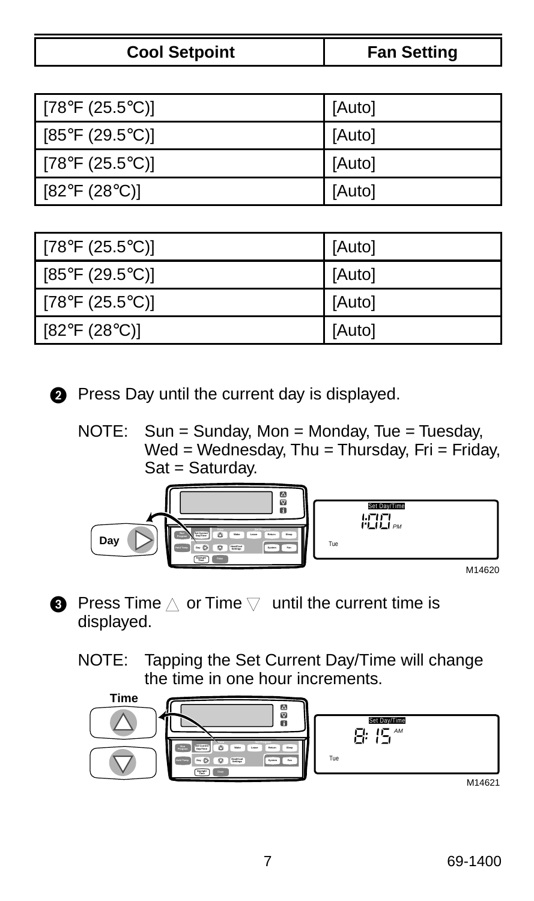| Cool Setpoint | Fan Setting |
|---|---|
| [78°F (25.5°C)] | [Auto] |
| [85°F (29.5°C)] | [Auto] |
| [78°F (25.5°C)] | [Auto] |
| [82°F (28°C)] | [Auto] |

| Cool Setpoint | Fan Setting |
|---|---|
| [78°F (25.5°C)] | [Auto] |
| [85°F (29.5°C)] | [Auto] |
| [78°F (25.5°C)] | [Auto] |
| [82°F (28°C)] | [Auto] |

2. Press Day until the current day is displayed.

   NOTE: Sun = Sunday, Mon = Monday, Tue = Tuesday, Wed = Wednesday, Thu = Thursday, Fri = Friday, Sat = Saturday.

M14620

3. Press Time △ or Time ▽ until the current time is displayed.

   NOTE: Tapping the Set Current Day/Time will change the time in one hour increments.

M14621

69-1400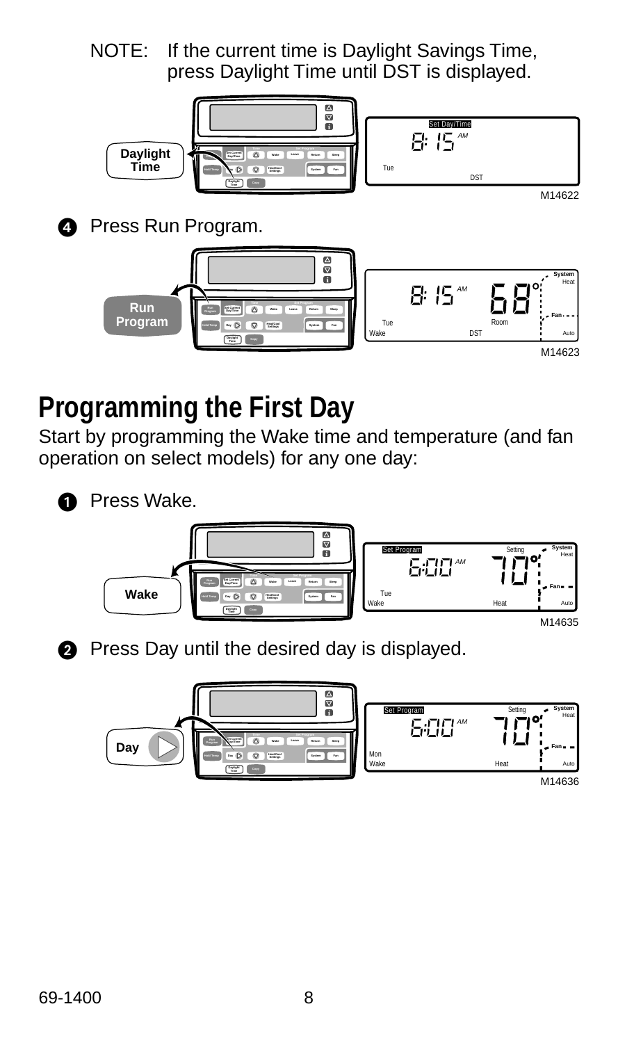NOTE: If the current time is Daylight Savings Time, press Daylight Time until DST is displayed.

M14622

4. Press Run Program.

M14623

## Programming the First Day

Start by programming the Wake time and temperature (and fan operation on select models) for any one day:

1. Press Wake.

M14635

2. Press Day until the desired day is displayed.

M14636

69-1400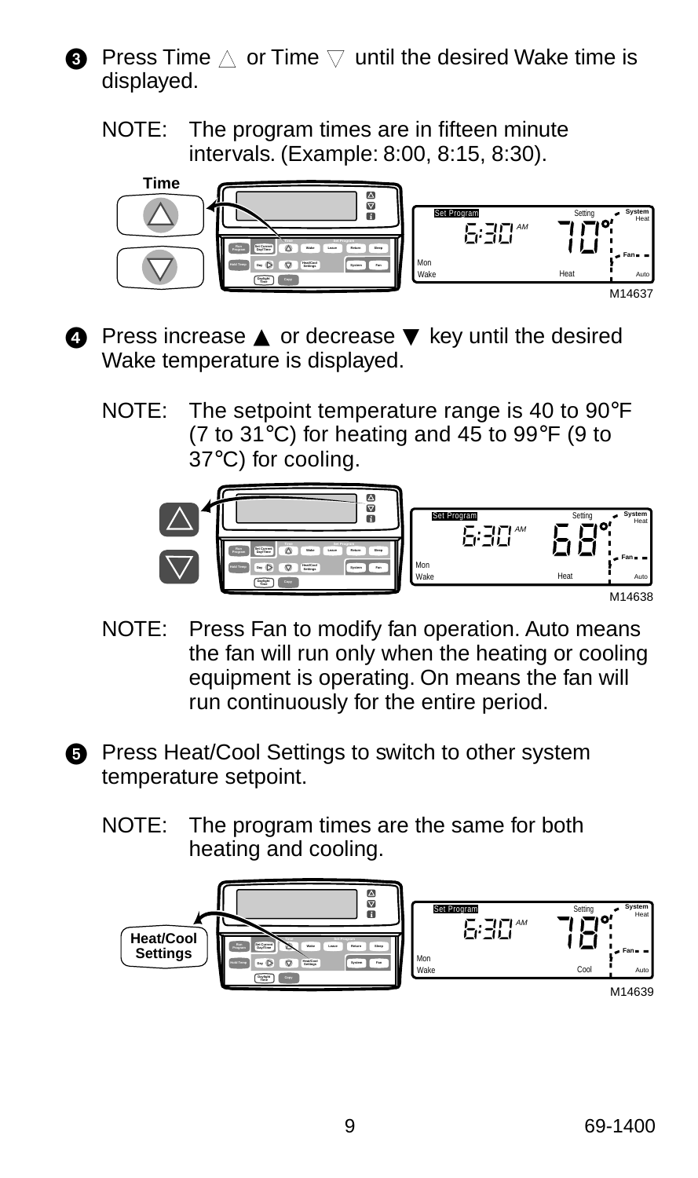3. Press Time △ or Time ▽ until the desired Wake time is displayed.

   NOTE: The program times are in fifteen minute intervals. (Example: 8:00, 8:15, 8:30).

   M14637

4. Press increase ▲ or decrease ▼ key until the desired Wake temperature is displayed.

   NOTE: The setpoint temperature range is 40 to 90°F (7 to 31°C) for heating and 45 to 99°F (9 to 37°C) for cooling.

   M14638

   NOTE: Press Fan to modify fan operation. Auto means the fan will run only when the heating or cooling equipment is operating. On means the fan will run continuously for the entire period.

5. Press Heat/Cool Settings to switch to other system temperature setpoint.

   NOTE: The program times are the same for both heating and cooling.

   M14639

69-1400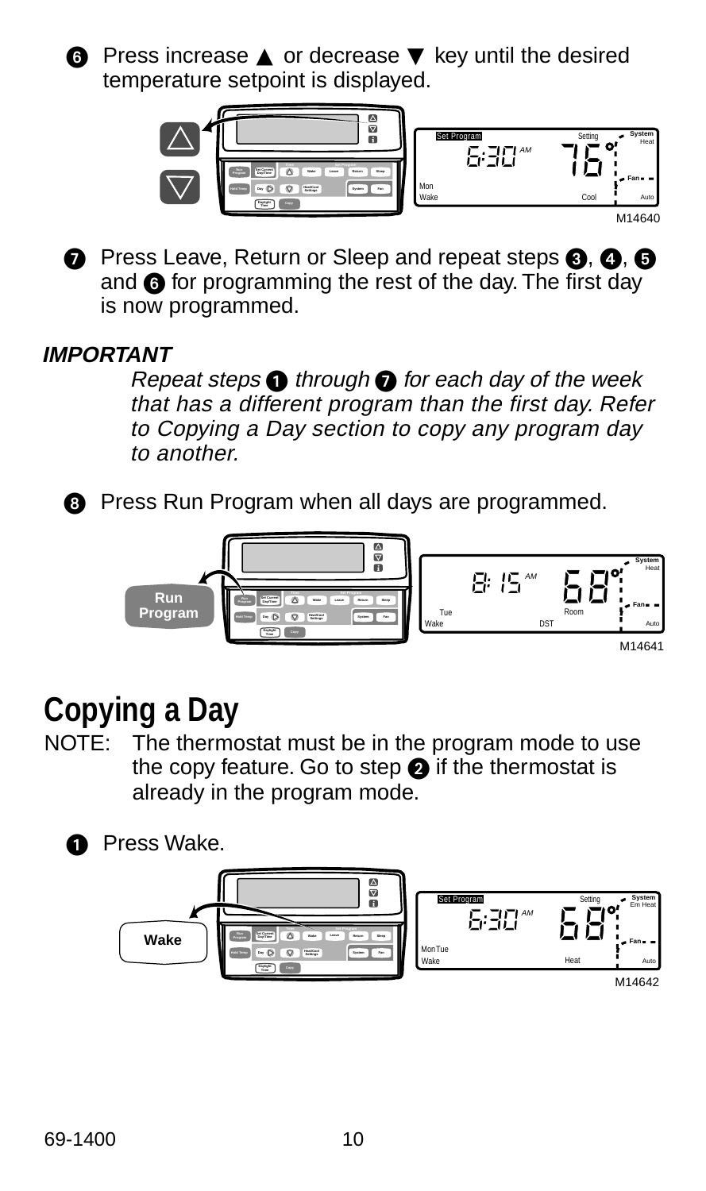6. Press increase ▲ or decrease ▼ key until the desired temperature setpoint is displayed.

M14640

7. Press Leave, Return or Sleep and repeat steps 3, 4, 5 and 6 for programming the rest of the day. The first day is now programmed.

***IMPORTANT***

*Repeat steps 1 through 7 for each day of the week that has a different program than the first day. Refer to Copying a Day section to copy any program day to another.*

8. Press Run Program when all days are programmed.

M14641

# Copying a Day

NOTE: The thermostat must be in the program mode to use the copy feature. Go to step 2 if the thermostat is already in the program mode.

1. Press Wake.

M14642

69-1400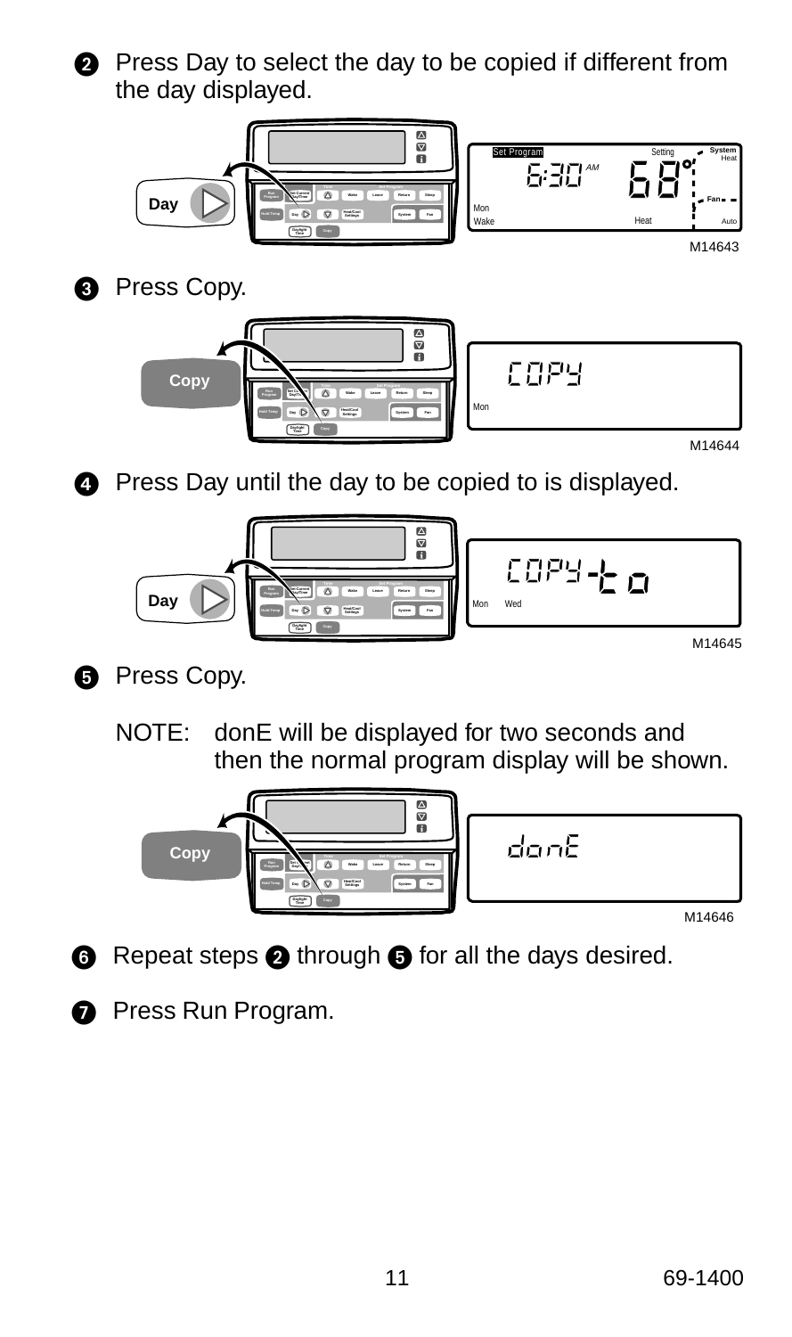2. Press Day to select the day to be copied if different from the day displayed.

M14643

3. Press Copy.

M14644

4. Press Day until the day to be copied to is displayed.

M14645

5. Press Copy.

   NOTE: donE will be displayed for two seconds and then the normal program display will be shown.

M14646

6. Repeat steps 2 through 5 for all the days desired.

7. Press Run Program.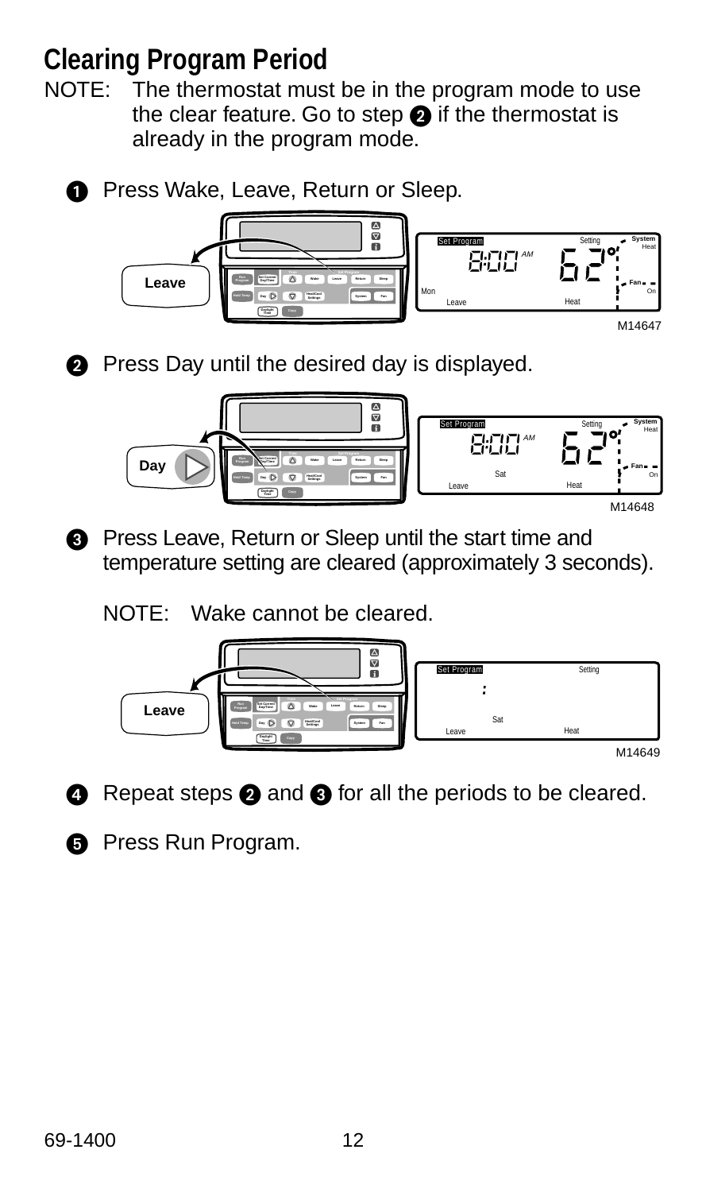## Clearing Program Period

NOTE: The thermostat must be in the program mode to use the clear feature. Go to step 2 if the thermostat is already in the program mode.

1. Press Wake, Leave, Return or Sleep.

M14647

2. Press Day until the desired day is displayed.

M14648

3. Press Leave, Return or Sleep until the start time and temperature setting are cleared (approximately 3 seconds).

   NOTE: Wake cannot be cleared.

M14649

4. Repeat steps 2 and 3 for all the periods to be cleared.

5. Press Run Program.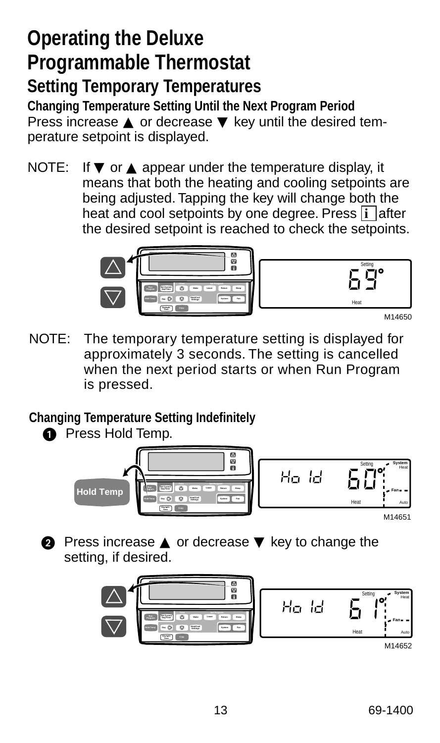# Operating the Deluxe Programmable Thermostat

## Setting Temporary Temperatures

### Changing Temperature Setting Until the Next Program Period

Press increase ▲ or decrease ▼ key until the desired temperature setpoint is displayed.

NOTE: If ▼ or ▲ appear under the temperature display, it means that both the heating and cooling setpoints are being adjusted. Tapping the key will change both the heat and cool setpoints by one degree. Press **i** after the desired setpoint is reached to check the setpoints.

M14650

NOTE: The temporary temperature setting is displayed for approximately 3 seconds. The setting is cancelled when the next period starts or when Run Program is pressed.

### Changing Temperature Setting Indefinitely

1. Press Hold Temp.

M14651

2. Press increase ▲ or decrease ▼ key to change the setting, if desired.

M14652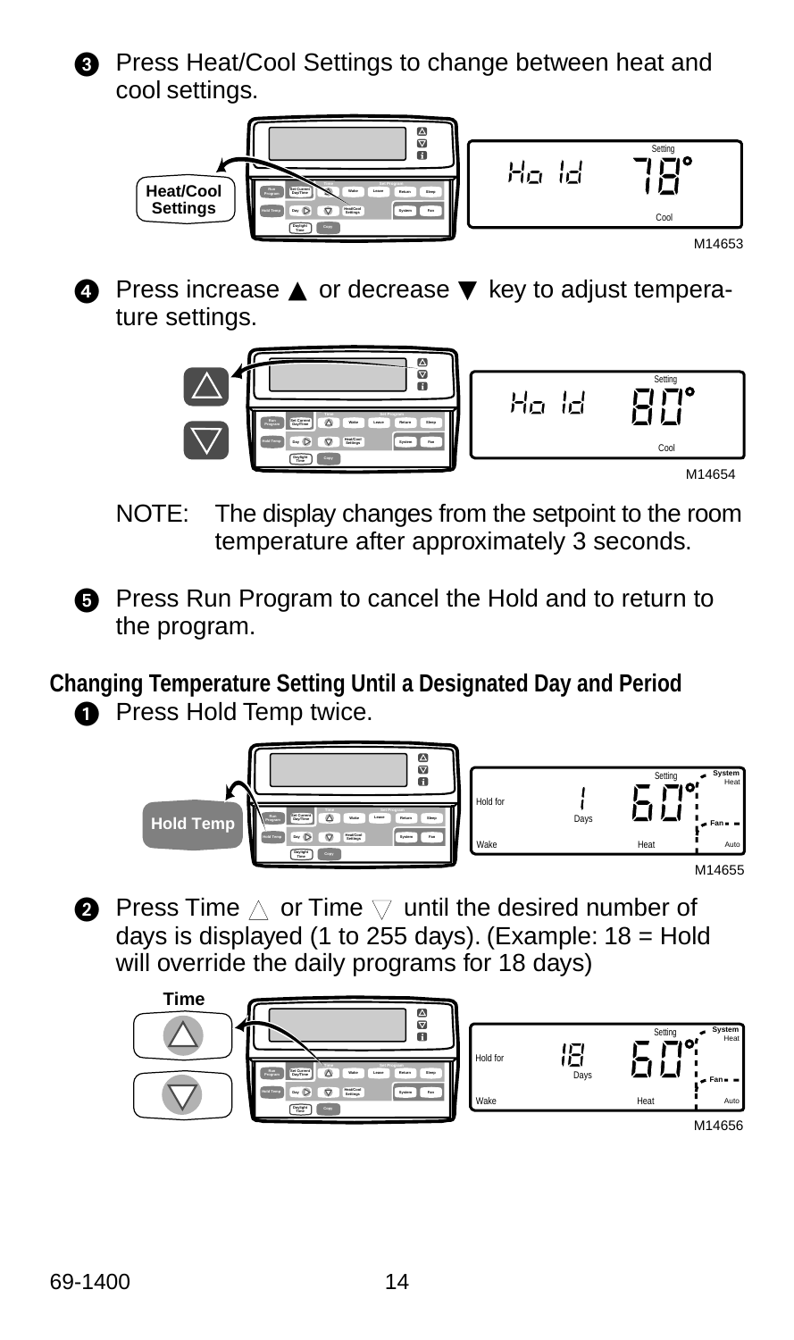3. Press Heat/Cool Settings to change between heat and cool settings.

M14653

4. Press increase ▲ or decrease ▼ key to adjust temperature settings.

M14654

NOTE: The display changes from the setpoint to the room temperature after approximately 3 seconds.

5. Press Run Program to cancel the Hold and to return to the program.

## Changing Temperature Setting Until a Designated Day and Period

1. Press Hold Temp twice.

M14655

2. Press Time △ or Time ▽ until the desired number of days is displayed (1 to 255 days). (Example: 18 = Hold will override the daily programs for 18 days)

M14656

69-1400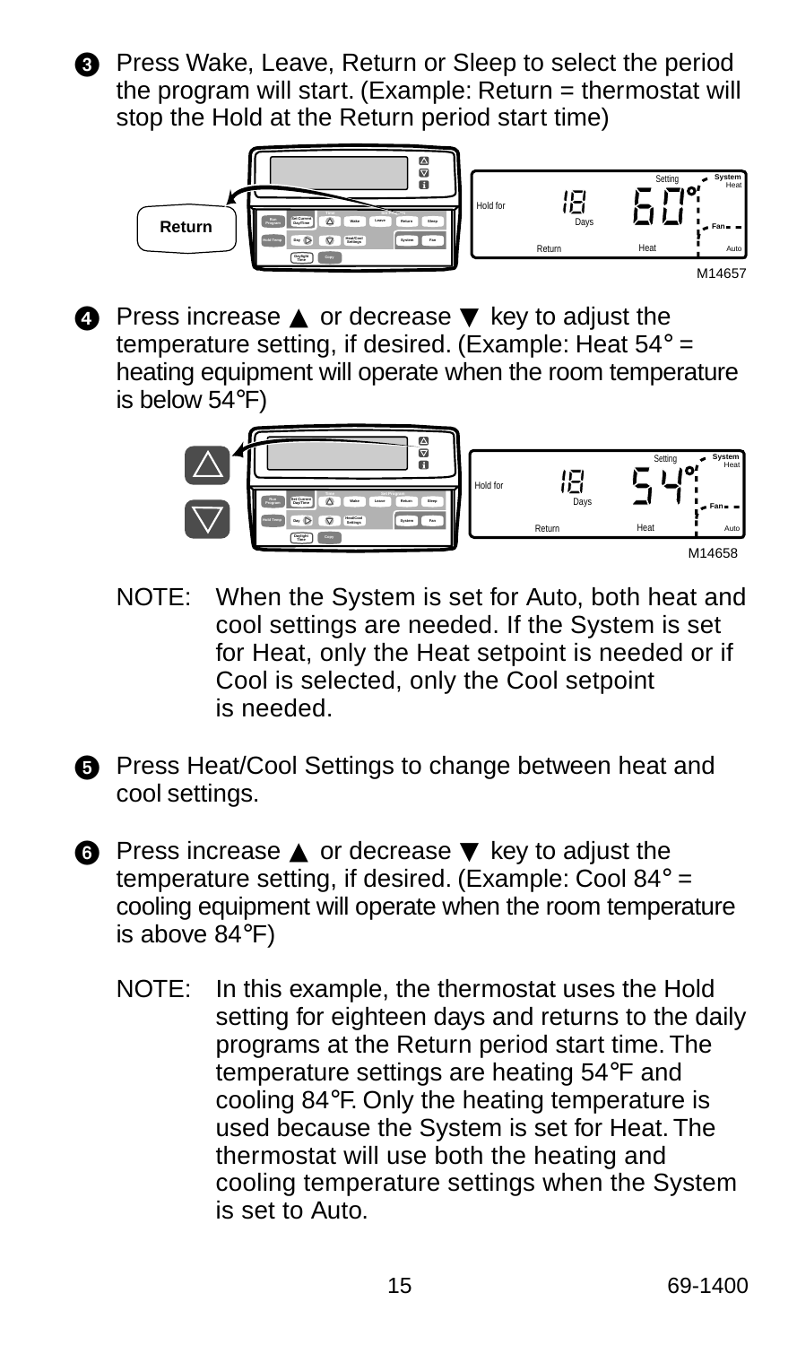3. Press Wake, Leave, Return or Sleep to select the period the program will start. (Example: Return = thermostat will stop the Hold at the Return period start time)

M14657

4. Press increase ▲ or decrease ▼ key to adjust the temperature setting, if desired. (Example: Heat 54° = heating equipment will operate when the room temperature is below 54°F)

M14658

NOTE: When the System is set for Auto, both heat and cool settings are needed. If the System is set for Heat, only the Heat setpoint is needed or if Cool is selected, only the Cool setpoint is needed.

5. Press Heat/Cool Settings to change between heat and cool settings.

6. Press increase ▲ or decrease ▼ key to adjust the temperature setting, if desired. (Example: Cool 84° = cooling equipment will operate when the room temperature is above 84°F)

NOTE: In this example, the thermostat uses the Hold setting for eighteen days and returns to the daily programs at the Return period start time. The temperature settings are heating 54°F and cooling 84°F. Only the heating temperature is used because the System is set for Heat. The thermostat will use both the heating and cooling temperature settings when the System is set to Auto.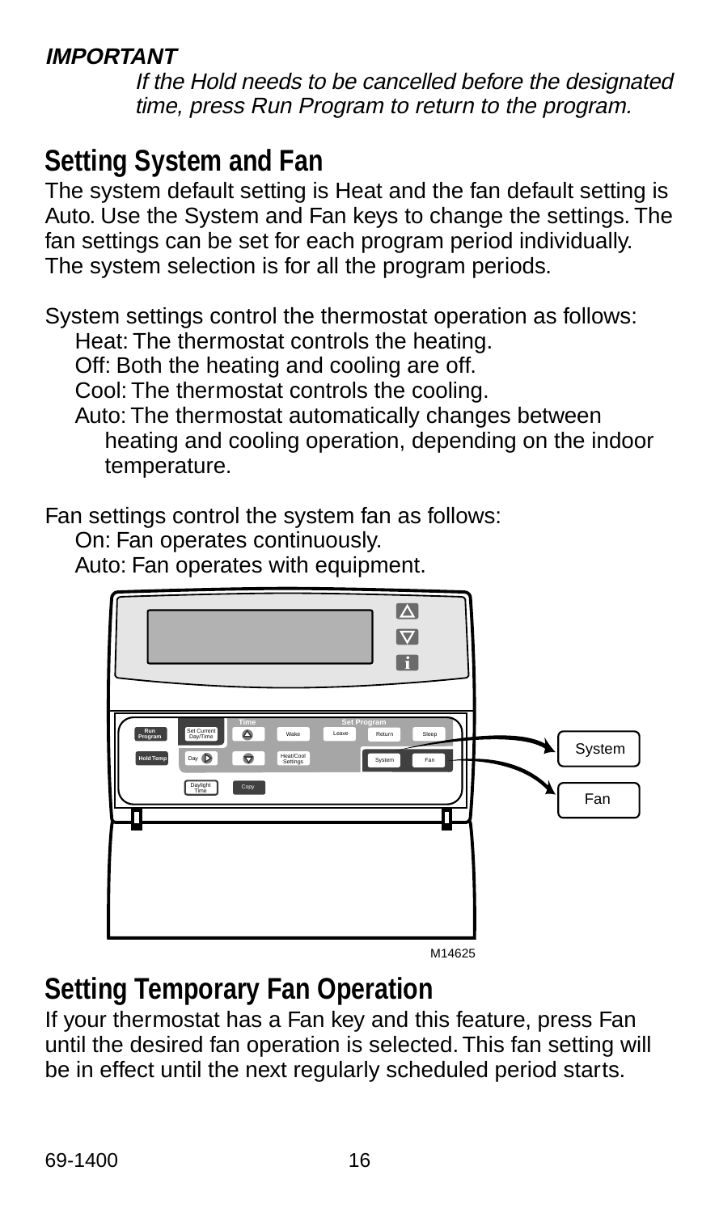**IMPORTANT**

*If the Hold needs to be cancelled before the designated time, press Run Program to return to the program.*

## Setting System and Fan

The system default setting is Heat and the fan default setting is Auto. Use the System and Fan keys to change the settings. The fan settings can be set for each program period individually. The system selection is for all the program periods.

System settings control the thermostat operation as follows:

- Heat: The thermostat controls the heating.
- Off: Both the heating and cooling are off.
- Cool: The thermostat controls the cooling.
- Auto: The thermostat automatically changes between heating and cooling operation, depending on the indoor temperature.

Fan settings control the system fan as follows:

- On: Fan operates continuously.
- Auto: Fan operates with equipment.

M14625

## Setting Temporary Fan Operation

If your thermostat has a Fan key and this feature, press Fan until the desired fan operation is selected. This fan setting will be in effect until the next regularly scheduled period starts.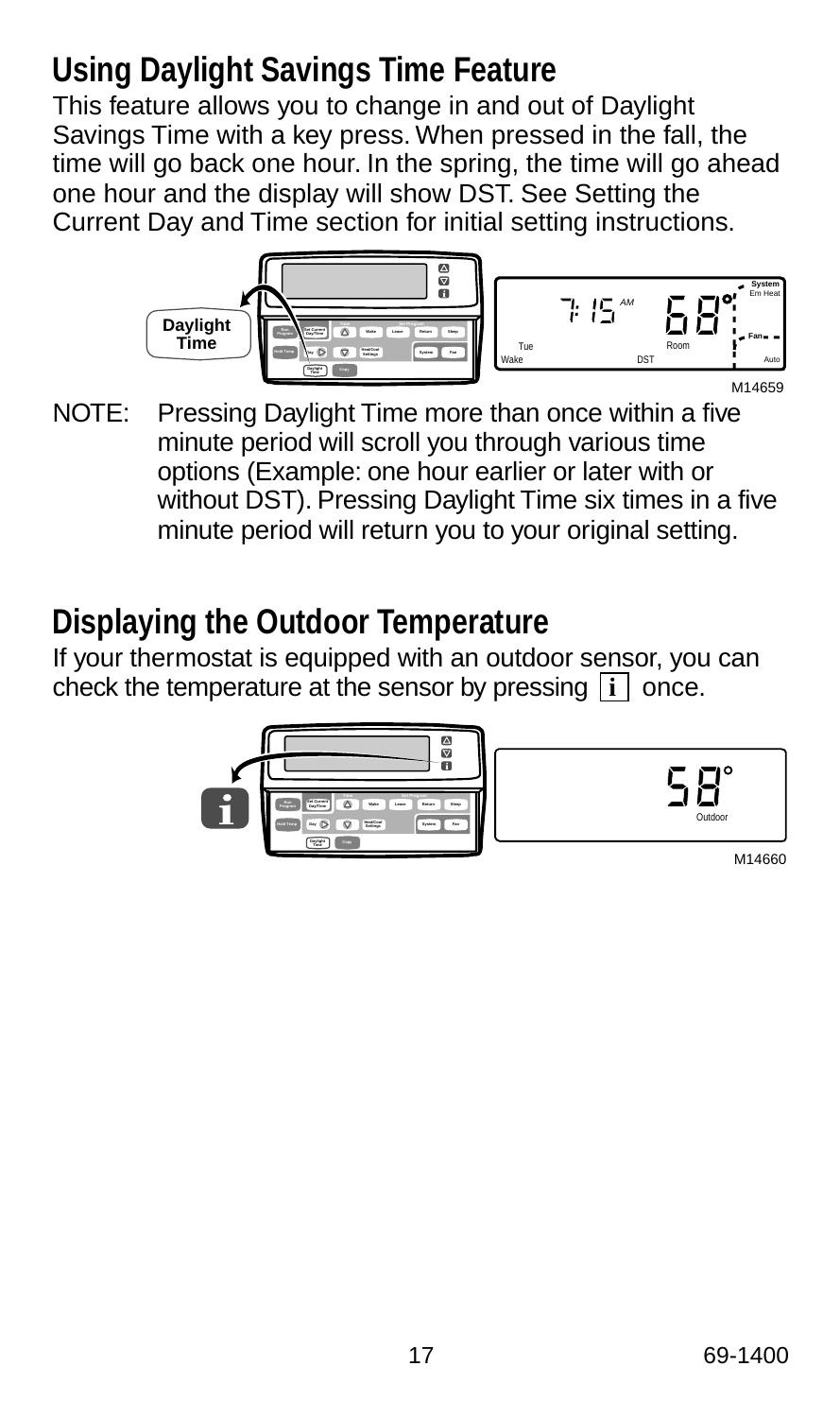## Using Daylight Savings Time Feature

This feature allows you to change in and out of Daylight Savings Time with a key press. When pressed in the fall, the time will go back one hour. In the spring, the time will go ahead one hour and the display will show DST. See Setting the Current Day and Time section for initial setting instructions.

M14659

NOTE: Pressing Daylight Time more than once within a five minute period will scroll you through various time options (Example: one hour earlier or later with or without DST). Pressing Daylight Time six times in a five minute period will return you to your original setting.

## Displaying the Outdoor Temperature

If your thermostat is equipped with an outdoor sensor, you can check the temperature at the sensor by pressing **i** once.

M14660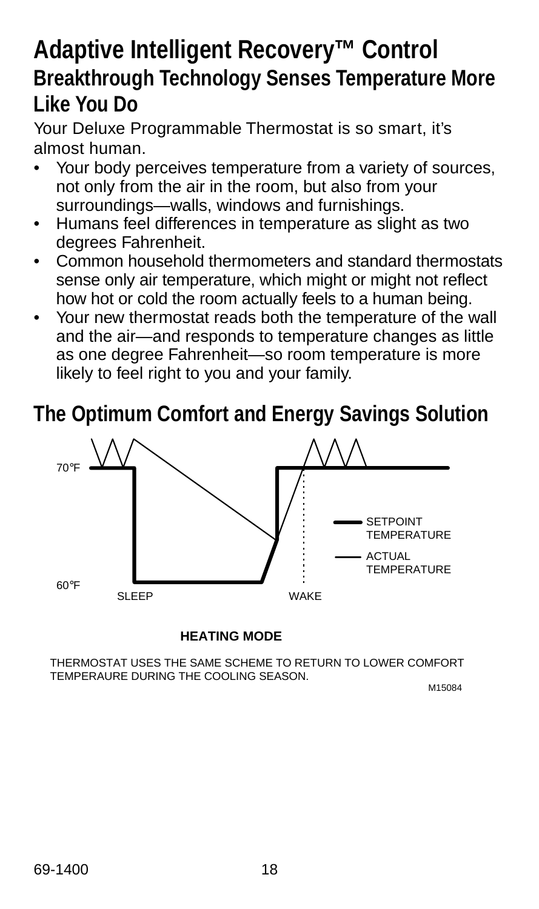# Adaptive Intelligent Recovery™ Control

## Breakthrough Technology Senses Temperature More Like You Do

Your Deluxe Programmable Thermostat is so smart, it's almost human.

- Your body perceives temperature from a variety of sources, not only from the air in the room, but also from your surroundings—walls, windows and furnishings.
- Humans feel differences in temperature as slight as two degrees Fahrenheit.
- Common household thermometers and standard thermostats sense only air temperature, which might or might not reflect how hot or cold the room actually feels to a human being.
- Your new thermostat reads both the temperature of the wall and the air—and responds to temperature changes as little as one degree Fahrenheit—so room temperature is more likely to feel right to you and your family.

## The Optimum Comfort and Energy Savings Solution

70°F

60°F

SLEEP

WAKE

SETPOINT TEMPERATURE

ACTUAL TEMPERATURE

**HEATING MODE**

THERMOSTAT USES THE SAME SCHEME TO RETURN TO LOWER COMFORT TEMPERAURE DURING THE COOLING SEASON.

M15084

69-1400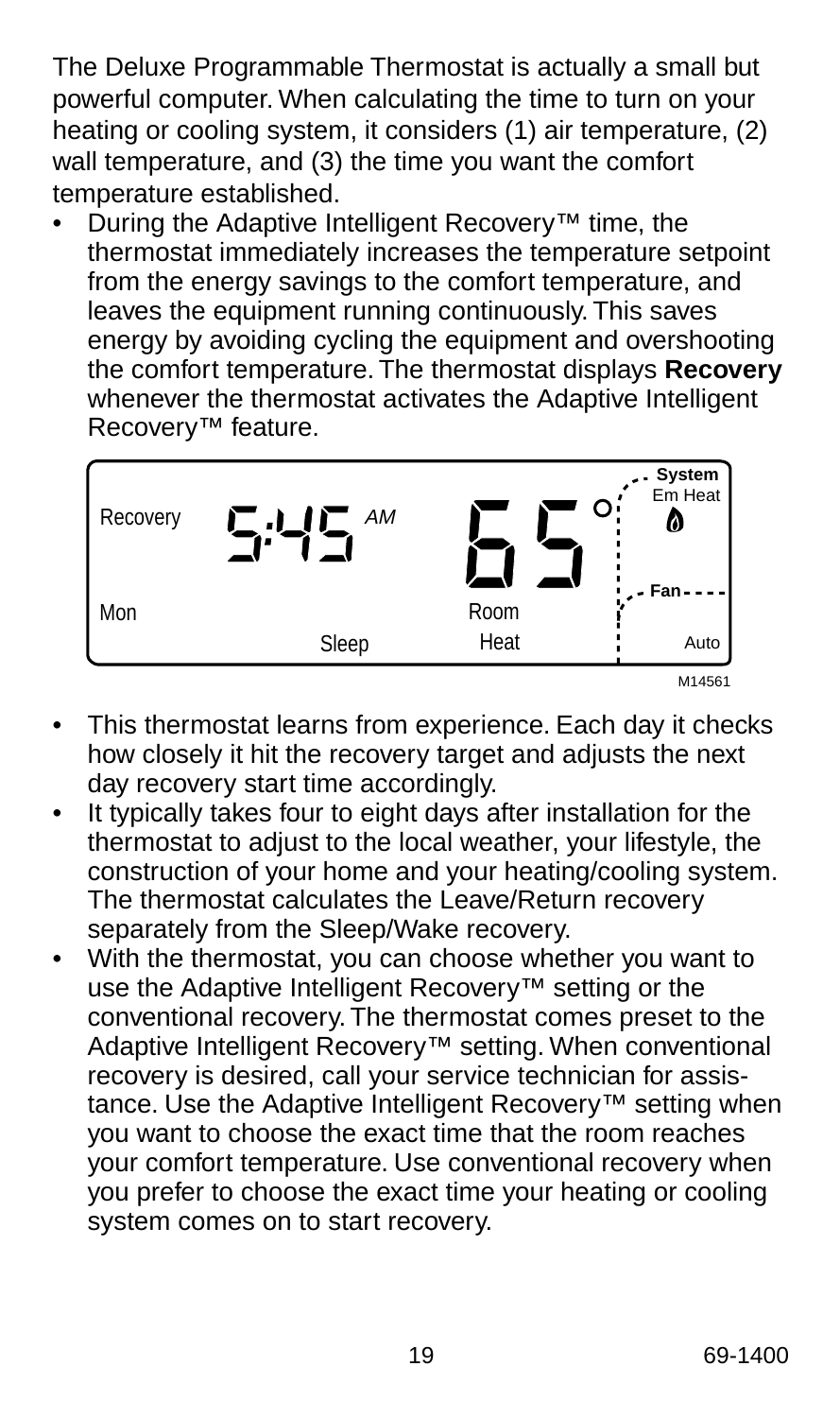The Deluxe Programmable Thermostat is actually a small but powerful computer. When calculating the time to turn on your heating or cooling system, it considers (1) air temperature, (2) wall temperature, and (3) the time you want the comfort temperature established.

- During the Adaptive Intelligent Recovery™ time, the thermostat immediately increases the temperature setpoint from the energy savings to the comfort temperature, and leaves the equipment running continuously. This saves energy by avoiding cycling the equipment and overshooting the comfort temperature. The thermostat displays **Recovery** whenever the thermostat activates the Adaptive Intelligent Recovery™ feature.

M14561

- This thermostat learns from experience. Each day it checks how closely it hit the recovery target and adjusts the next day recovery start time accordingly.
- It typically takes four to eight days after installation for the thermostat to adjust to the local weather, your lifestyle, the construction of your home and your heating/cooling system. The thermostat calculates the Leave/Return recovery separately from the Sleep/Wake recovery.
- With the thermostat, you can choose whether you want to use the Adaptive Intelligent Recovery™ setting or the conventional recovery. The thermostat comes preset to the Adaptive Intelligent Recovery™ setting. When conventional recovery is desired, call your service technician for assistance. Use the Adaptive Intelligent Recovery™ setting when you want to choose the exact time that the room reaches your comfort temperature. Use conventional recovery when you prefer to choose the exact time your heating or cooling system comes on to start recovery.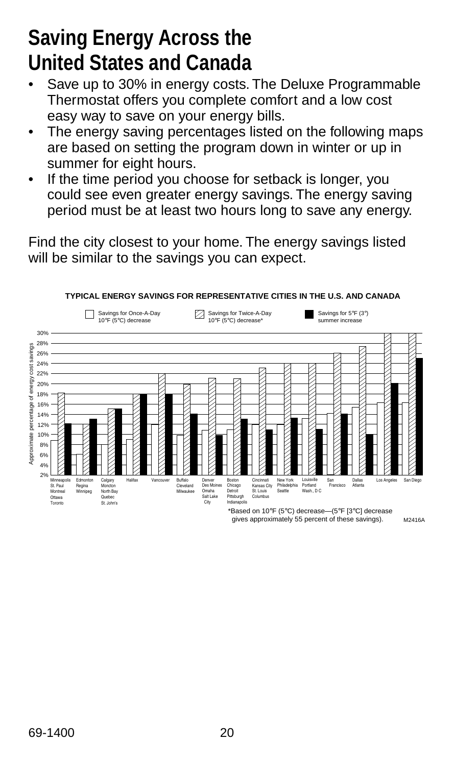# Saving Energy Across the United States and Canada

- Save up to 30% in energy costs. The Deluxe Programmable Thermostat offers you complete comfort and a low cost easy way to save on your energy bills.
- The energy saving percentages listed on the following maps are based on setting the program down in winter or up in summer for eight hours.
- If the time period you choose for setback is longer, you could see even greater energy savings. The energy saving period must be at least two hours long to save any energy.

Find the city closest to your home. The energy savings listed will be similar to the savings you can expect.

**TYPICAL ENERGY SAVINGS FOR REPRESENTATIVE CITIES IN THE U.S. AND CANADA**

Legend: Savings for Once-A-Day 10°F (5°C) decrease; Savings for Twice-A-Day 10°F (5°C) decrease*; Savings for 5°F (3°) summer increase

Y-axis: Approximate percentage of energy cost savings (2% to 30%)

Cities: Minneapolis, St. Paul, Montreal, Ottawa, Toronto | Edmonton, Regina, Winnipeg | Calgary, Moncton, North Bay, Quebec, St. John's | Halifax | Vancouver | Buffalo, Cleveland, Milwaukee | Denver, Des Moines, Omaha, Salt Lake City | Boston, Chicago, Detroit, Pittsburgh, Indianapolis | Cincinnati, Kansas City, St. Louis, Columbus | New York, Philadelphia, Seattle | Louisville, Portland, Wash., D C | San Francisco | Dallas, Atlanta | Los Angeles | San Diego

*Based on 10°F (5°C) decrease—(5°F [3°C] decrease gives approximately 55 percent of these savings).

M2416A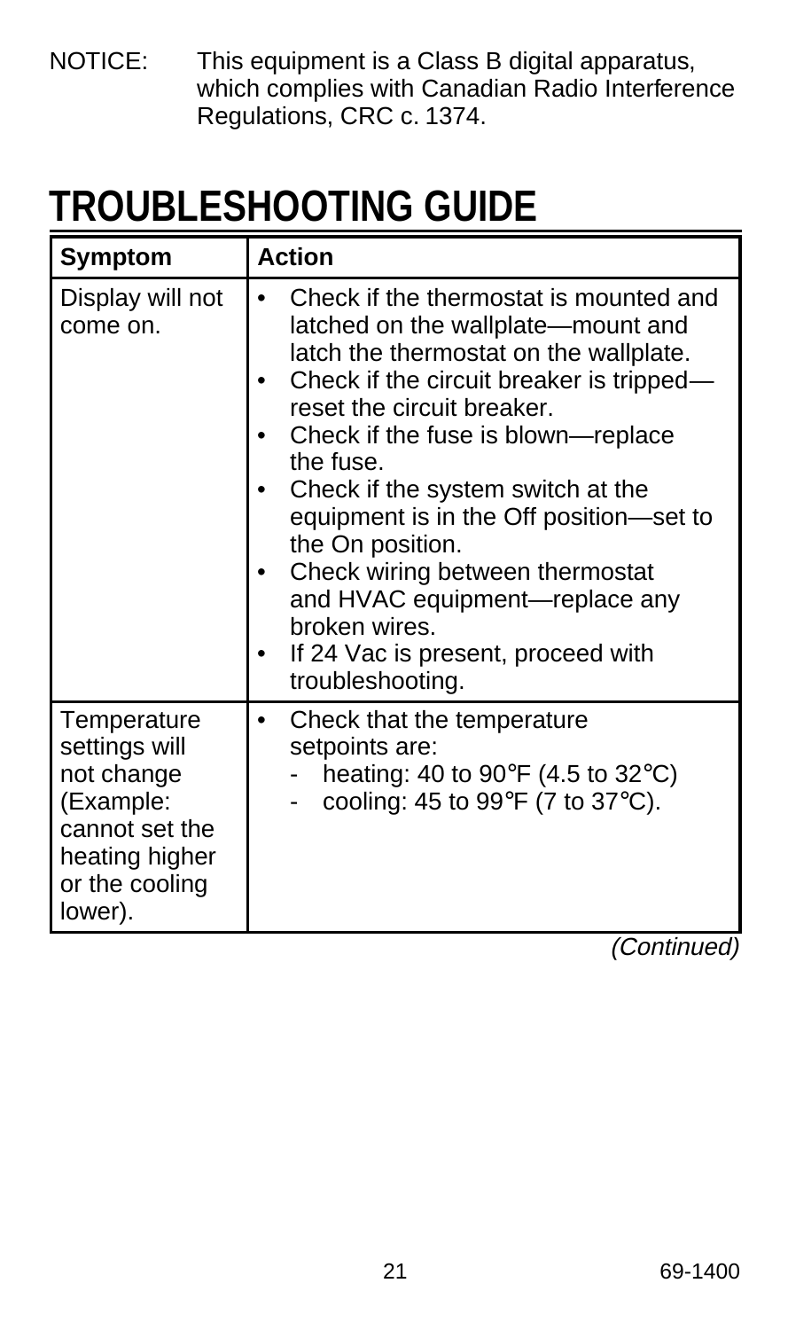NOTICE: This equipment is a Class B digital apparatus, which complies with Canadian Radio Interference Regulations, CRC c. 1374.

# TROUBLESHOOTING GUIDE

| Symptom | Action |
|---|---|
| Display will not come on. | • Check if the thermostat is mounted and latched on the wallplate—mount and latch the thermostat on the wallplate.<br>• Check if the circuit breaker is tripped—reset the circuit breaker.<br>• Check if the fuse is blown—replace the fuse.<br>• Check if the system switch at the equipment is in the Off position—set to the On position.<br>• Check wiring between thermostat and HVAC equipment—replace any broken wires.<br>• If 24 Vac is present, proceed with troubleshooting. |
| Temperature settings will not change (Example: cannot set the heating higher or the cooling lower). | • Check that the temperature setpoints are:<br>- heating: 40 to 90°F (4.5 to 32°C)<br>- cooling: 45 to 99°F (7 to 37°C). |

*(Continued)*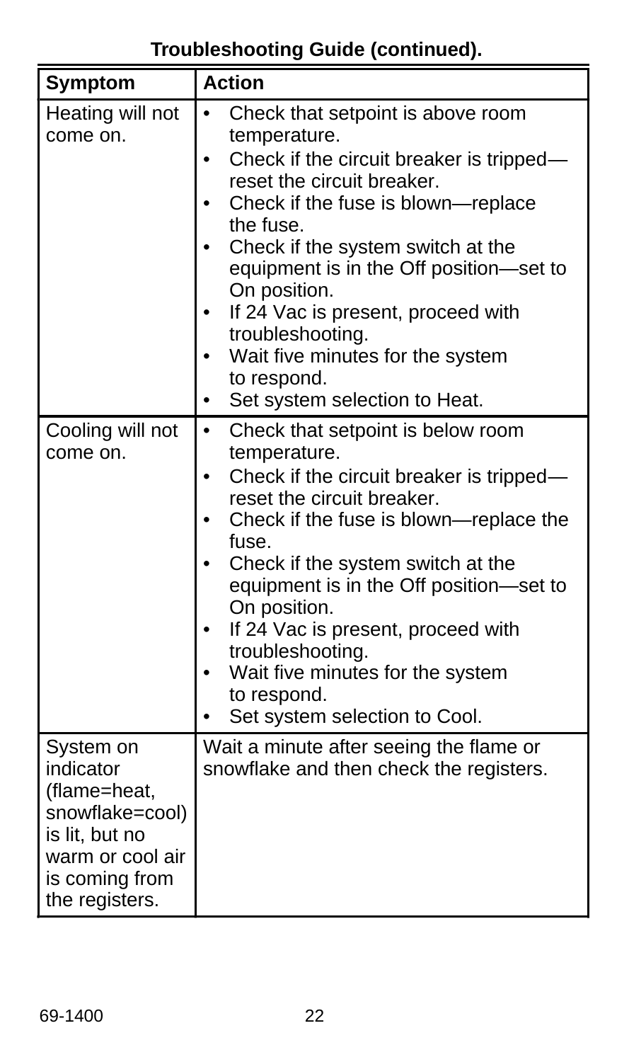**Troubleshooting Guide (continued).**

| Symptom | Action |
|---|---|
| Heating will not come on. | • Check that setpoint is above room temperature.<br>• Check if the circuit breaker is tripped—reset the circuit breaker.<br>• Check if the fuse is blown—replace the fuse.<br>• Check if the system switch at the equipment is in the Off position—set to On position.<br>• If 24 Vac is present, proceed with troubleshooting.<br>• Wait five minutes for the system to respond.<br>• Set system selection to Heat. |
| Cooling will not come on. | • Check that setpoint is below room temperature.<br>• Check if the circuit breaker is tripped—reset the circuit breaker.<br>• Check if the fuse is blown—replace the fuse.<br>• Check if the system switch at the equipment is in the Off position—set to On position.<br>• If 24 Vac is present, proceed with troubleshooting.<br>• Wait five minutes for the system to respond.<br>• Set system selection to Cool. |
| System on indicator (flame=heat, snowflake=cool) is lit, but no warm or cool air is coming from the registers. | Wait a minute after seeing the flame or snowflake and then check the registers. |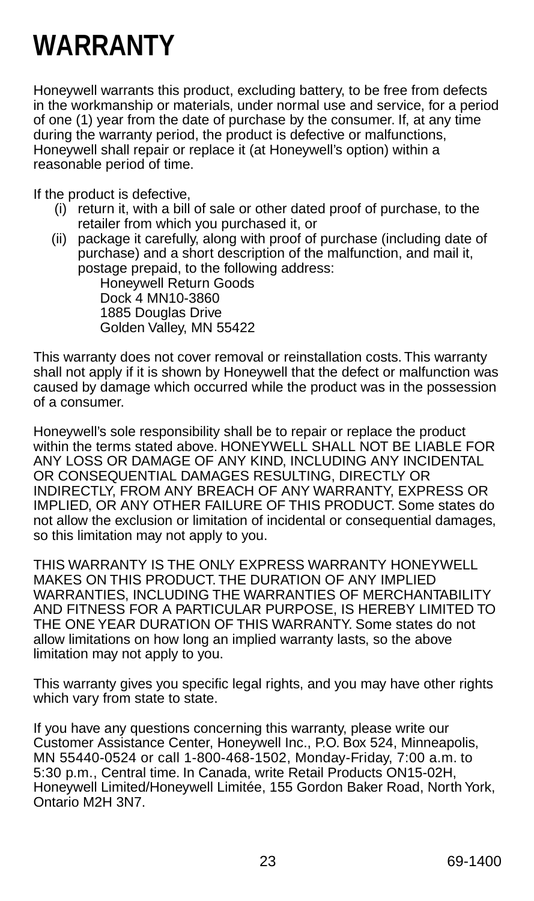# WARRANTY

Honeywell warrants this product, excluding battery, to be free from defects in the workmanship or materials, under normal use and service, for a period of one (1) year from the date of purchase by the consumer. If, at any time during the warranty period, the product is defective or malfunctions, Honeywell shall repair or replace it (at Honeywell's option) within a reasonable period of time.

If the product is defective,

(i) return it, with a bill of sale or other dated proof of purchase, to the retailer from which you purchased it, or

(ii) package it carefully, along with proof of purchase (including date of purchase) and a short description of the malfunction, and mail it, postage prepaid, to the following address:

Honeywell Return Goods
Dock 4 MN10-3860
1885 Douglas Drive
Golden Valley, MN 55422

This warranty does not cover removal or reinstallation costs. This warranty shall not apply if it is shown by Honeywell that the defect or malfunction was caused by damage which occurred while the product was in the possession of a consumer.

Honeywell's sole responsibility shall be to repair or replace the product within the terms stated above. HONEYWELL SHALL NOT BE LIABLE FOR ANY LOSS OR DAMAGE OF ANY KIND, INCLUDING ANY INCIDENTAL OR CONSEQUENTIAL DAMAGES RESULTING, DIRECTLY OR INDIRECTLY, FROM ANY BREACH OF ANY WARRANTY, EXPRESS OR IMPLIED, OR ANY OTHER FAILURE OF THIS PRODUCT. Some states do not allow the exclusion or limitation of incidental or consequential damages, so this limitation may not apply to you.

THIS WARRANTY IS THE ONLY EXPRESS WARRANTY HONEYWELL MAKES ON THIS PRODUCT. THE DURATION OF ANY IMPLIED WARRANTIES, INCLUDING THE WARRANTIES OF MERCHANTABILITY AND FITNESS FOR A PARTICULAR PURPOSE, IS HEREBY LIMITED TO THE ONE YEAR DURATION OF THIS WARRANTY. Some states do not allow limitations on how long an implied warranty lasts, so the above limitation may not apply to you.

This warranty gives you specific legal rights, and you may have other rights which vary from state to state.

If you have any questions concerning this warranty, please write our Customer Assistance Center, Honeywell Inc., P.O. Box 524, Minneapolis, MN 55440-0524 or call 1-800-468-1502, Monday-Friday, 7:00 a.m. to 5:30 p.m., Central time. In Canada, write Retail Products ON15-02H, Honeywell Limited/Honeywell Limitée, 155 Gordon Baker Road, North York, Ontario M2H 3N7.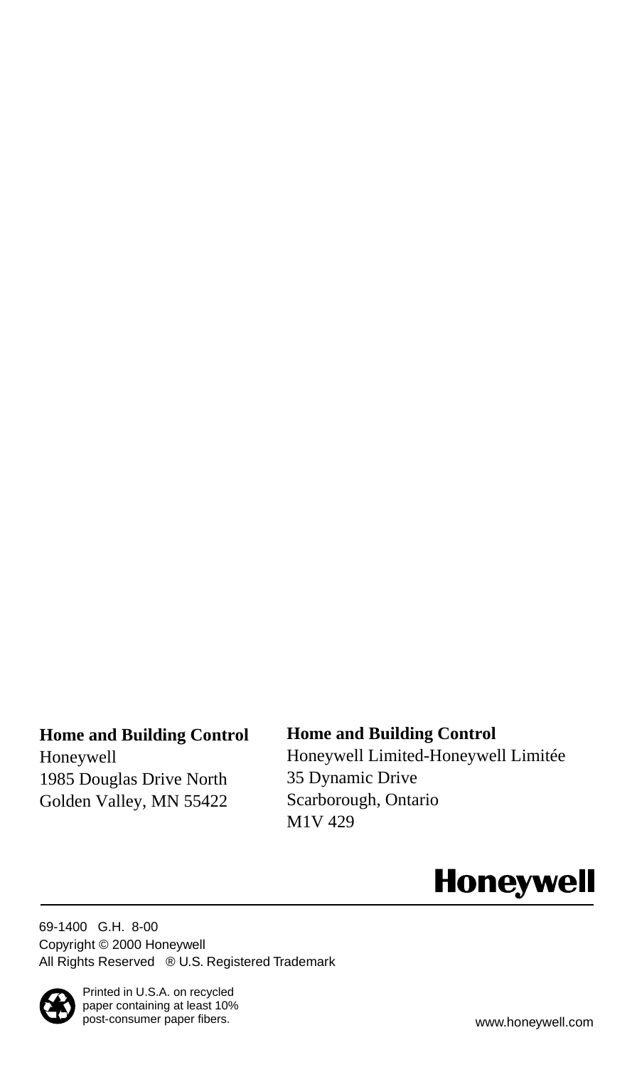**Home and Building Control**
Honeywell
1985 Douglas Drive North
Golden Valley, MN 55422

**Home and Building Control**
Honeywell Limited-Honeywell Limitée
35 Dynamic Drive
Scarborough, Ontario
M1V 429

**Honeywell**

69-1400 G.H. 8-00
Copyright © 2000 Honeywell
All Rights Reserved ® U.S. Registered Trademark

Printed in U.S.A. on recycled paper containing at least 10% post-consumer paper fibers.

www.honeywell.com